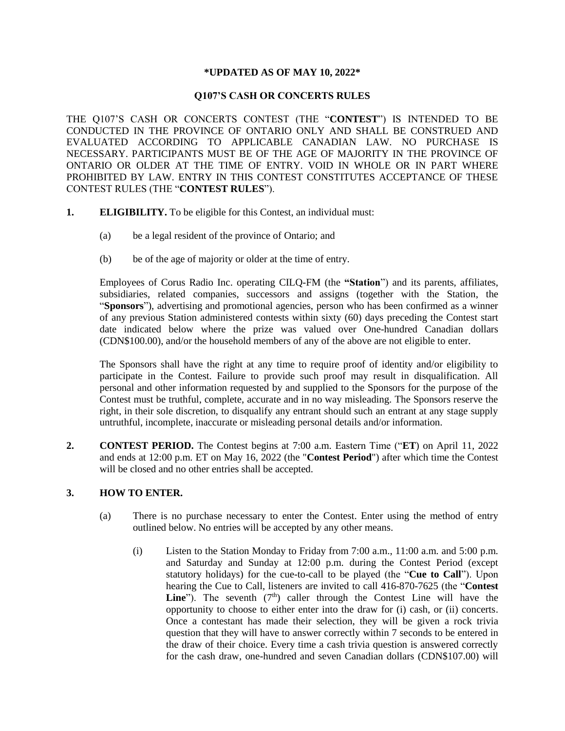**\*UPDATED AS OF MAY 10, 2022\***

**Q107'S CASH OR CONCERTS RULES**

THE Q107'S CASH OR CONCERTS CONTEST (THE "**CONTEST**") IS INTENDED TO BE CONDUCTED IN THE PROVINCE OF ONTARIO ONLY AND SHALL BE CONSTRUED AND EVALUATED ACCORDING TO APPLICABLE CANADIAN LAW. NO PURCHASE IS NECESSARY. PARTICIPANTS MUST BE OF THE AGE OF MAJORITY IN THE PROVINCE OF ONTARIO OR OLDER AT THE TIME OF ENTRY. VOID IN WHOLE OR IN PART WHERE PROHIBITED BY LAW. ENTRY IN THIS CONTEST CONSTITUTES ACCEPTANCE OF THESE CONTEST RULES (THE "**CONTEST RULES**").

**1. ELIGIBILITY.** To be eligible for this Contest, an individual must:

(a) be a legal resident of the province of Ontario; and

(b) be of the age of majority or older at the time of entry.

Employees of Corus Radio Inc. operating CILQ-FM (the **"Station**") and its parents, affiliates, subsidiaries, related companies, successors and assigns (together with the Station, the "**Sponsors**"), advertising and promotional agencies, person who has been confirmed as a winner of any previous Station administered contests within sixty (60) days preceding the Contest start date indicated below where the prize was valued over One-hundred Canadian dollars (CDN$100.00), and/or the household members of any of the above are not eligible to enter.

The Sponsors shall have the right at any time to require proof of identity and/or eligibility to participate in the Contest. Failure to provide such proof may result in disqualification. All personal and other information requested by and supplied to the Sponsors for the purpose of the Contest must be truthful, complete, accurate and in no way misleading. The Sponsors reserve the right, in their sole discretion, to disqualify any entrant should such an entrant at any stage supply untruthful, incomplete, inaccurate or misleading personal details and/or information.

**2. CONTEST PERIOD.** The Contest begins at 7:00 a.m. Eastern Time ("**ET**) on April 11, 2022 and ends at 12:00 p.m. ET on May 16, 2022 (the "**Contest Period**") after which time the Contest will be closed and no other entries shall be accepted.

**3. HOW TO ENTER.**

(a) There is no purchase necessary to enter the Contest. Enter using the method of entry outlined below. No entries will be accepted by any other means.

(i) Listen to the Station Monday to Friday from 7:00 a.m., 11:00 a.m. and 5:00 p.m. and Saturday and Sunday at 12:00 p.m. during the Contest Period (except statutory holidays) for the cue-to-call to be played (the "**Cue to Call**"). Upon hearing the Cue to Call, listeners are invited to call 416-870-7625 (the "**Contest Line**"). The seventh (7th) caller through the Contest Line will have the opportunity to choose to either enter into the draw for (i) cash, or (ii) concerts. Once a contestant has made their selection, they will be given a rock trivia question that they will have to answer correctly within 7 seconds to be entered in the draw of their choice. Every time a cash trivia question is answered correctly for the cash draw, one-hundred and seven Canadian dollars (CDN$107.00) will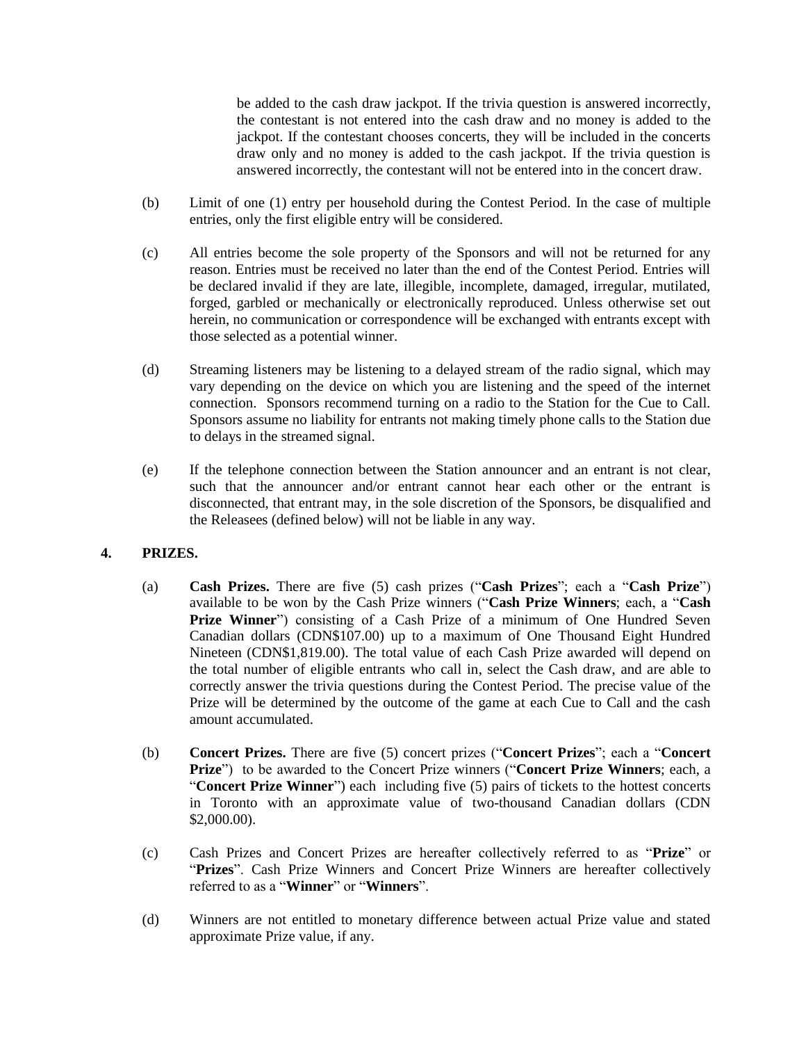be added to the cash draw jackpot. If the trivia question is answered incorrectly, the contestant is not entered into the cash draw and no money is added to the jackpot. If the contestant chooses concerts, they will be included in the concerts draw only and no money is added to the cash jackpot. If the trivia question is answered incorrectly, the contestant will not be entered into in the concert draw.

(b) Limit of one (1) entry per household during the Contest Period. In the case of multiple entries, only the first eligible entry will be considered.

(c) All entries become the sole property of the Sponsors and will not be returned for any reason. Entries must be received no later than the end of the Contest Period. Entries will be declared invalid if they are late, illegible, incomplete, damaged, irregular, mutilated, forged, garbled or mechanically or electronically reproduced. Unless otherwise set out herein, no communication or correspondence will be exchanged with entrants except with those selected as a potential winner.

(d) Streaming listeners may be listening to a delayed stream of the radio signal, which may vary depending on the device on which you are listening and the speed of the internet connection. Sponsors recommend turning on a radio to the Station for the Cue to Call. Sponsors assume no liability for entrants not making timely phone calls to the Station due to delays in the streamed signal.

(e) If the telephone connection between the Station announcer and an entrant is not clear, such that the announcer and/or entrant cannot hear each other or the entrant is disconnected, that entrant may, in the sole discretion of the Sponsors, be disqualified and the Releasees (defined below) will not be liable in any way.

## 4. PRIZES.

(a) **Cash Prizes.** There are five (5) cash prizes ("**Cash Prizes**"; each a "**Cash Prize**") available to be won by the Cash Prize winners ("**Cash Prize Winners**; each, a "**Cash Prize Winner**") consisting of a Cash Prize of a minimum of One Hundred Seven Canadian dollars (CDN$107.00) up to a maximum of One Thousand Eight Hundred Nineteen (CDN$1,819.00). The total value of each Cash Prize awarded will depend on the total number of eligible entrants who call in, select the Cash draw, and are able to correctly answer the trivia questions during the Contest Period. The precise value of the Prize will be determined by the outcome of the game at each Cue to Call and the cash amount accumulated.

(b) **Concert Prizes.** There are five (5) concert prizes ("**Concert Prizes**"; each a "**Concert Prize**") to be awarded to the Concert Prize winners ("**Concert Prize Winners**; each, a "**Concert Prize Winner**") each including five (5) pairs of tickets to the hottest concerts in Toronto with an approximate value of two-thousand Canadian dollars (CDN $2,000.00).

(c) Cash Prizes and Concert Prizes are hereafter collectively referred to as "**Prize**" or "**Prizes**". Cash Prize Winners and Concert Prize Winners are hereafter collectively referred to as a "**Winner**" or "**Winners**".

(d) Winners are not entitled to monetary difference between actual Prize value and stated approximate Prize value, if any.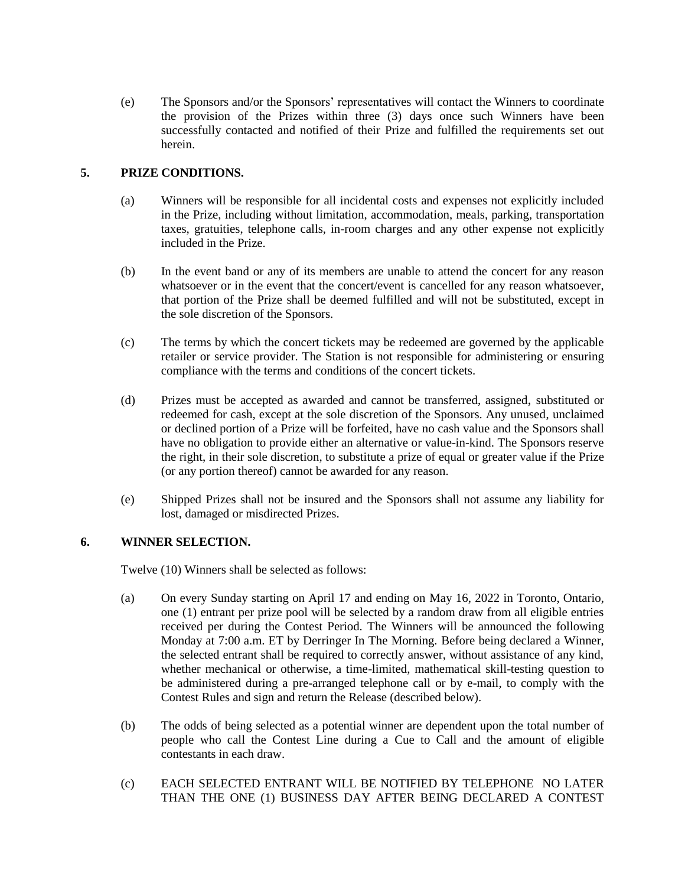(e) The Sponsors and/or the Sponsors' representatives will contact the Winners to coordinate the provision of the Prizes within three (3) days once such Winners have been successfully contacted and notified of their Prize and fulfilled the requirements set out herein.

## 5. PRIZE CONDITIONS.

(a) Winners will be responsible for all incidental costs and expenses not explicitly included in the Prize, including without limitation, accommodation, meals, parking, transportation taxes, gratuities, telephone calls, in-room charges and any other expense not explicitly included in the Prize.

(b) In the event band or any of its members are unable to attend the concert for any reason whatsoever or in the event that the concert/event is cancelled for any reason whatsoever, that portion of the Prize shall be deemed fulfilled and will not be substituted, except in the sole discretion of the Sponsors.

(c) The terms by which the concert tickets may be redeemed are governed by the applicable retailer or service provider. The Station is not responsible for administering or ensuring compliance with the terms and conditions of the concert tickets.

(d) Prizes must be accepted as awarded and cannot be transferred, assigned, substituted or redeemed for cash, except at the sole discretion of the Sponsors. Any unused, unclaimed or declined portion of a Prize will be forfeited, have no cash value and the Sponsors shall have no obligation to provide either an alternative or value-in-kind. The Sponsors reserve the right, in their sole discretion, to substitute a prize of equal or greater value if the Prize (or any portion thereof) cannot be awarded for any reason.

(e) Shipped Prizes shall not be insured and the Sponsors shall not assume any liability for lost, damaged or misdirected Prizes.

## 6. WINNER SELECTION.

Twelve (10) Winners shall be selected as follows:

(a) On every Sunday starting on April 17 and ending on May 16, 2022 in Toronto, Ontario, one (1) entrant per prize pool will be selected by a random draw from all eligible entries received per during the Contest Period. The Winners will be announced the following Monday at 7:00 a.m. ET by Derringer In The Morning. Before being declared a Winner, the selected entrant shall be required to correctly answer, without assistance of any kind, whether mechanical or otherwise, a time-limited, mathematical skill-testing question to be administered during a pre-arranged telephone call or by e-mail, to comply with the Contest Rules and sign and return the Release (described below).

(b) The odds of being selected as a potential winner are dependent upon the total number of people who call the Contest Line during a Cue to Call and the amount of eligible contestants in each draw.

(c) EACH SELECTED ENTRANT WILL BE NOTIFIED BY TELEPHONE NO LATER THAN THE ONE (1) BUSINESS DAY AFTER BEING DECLARED A CONTEST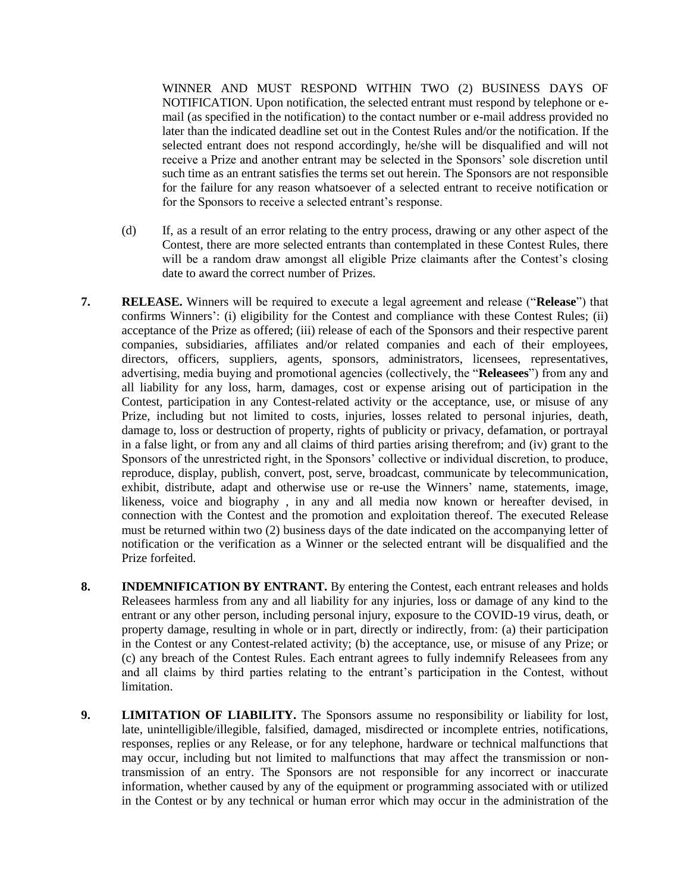WINNER AND MUST RESPOND WITHIN TWO (2) BUSINESS DAYS OF NOTIFICATION. Upon notification, the selected entrant must respond by telephone or e-mail (as specified in the notification) to the contact number or e-mail address provided no later than the indicated deadline set out in the Contest Rules and/or the notification. If the selected entrant does not respond accordingly, he/she will be disqualified and will not receive a Prize and another entrant may be selected in the Sponsors' sole discretion until such time as an entrant satisfies the terms set out herein. The Sponsors are not responsible for the failure for any reason whatsoever of a selected entrant to receive notification or for the Sponsors to receive a selected entrant's response.

(d) If, as a result of an error relating to the entry process, drawing or any other aspect of the Contest, there are more selected entrants than contemplated in these Contest Rules, there will be a random draw amongst all eligible Prize claimants after the Contest's closing date to award the correct number of Prizes.

**7. RELEASE.** Winners will be required to execute a legal agreement and release ("**Release**") that confirms Winners': (i) eligibility for the Contest and compliance with these Contest Rules; (ii) acceptance of the Prize as offered; (iii) release of each of the Sponsors and their respective parent companies, subsidiaries, affiliates and/or related companies and each of their employees, directors, officers, suppliers, agents, sponsors, administrators, licensees, representatives, advertising, media buying and promotional agencies (collectively, the "**Releasees**") from any and all liability for any loss, harm, damages, cost or expense arising out of participation in the Contest, participation in any Contest-related activity or the acceptance, use, or misuse of any Prize, including but not limited to costs, injuries, losses related to personal injuries, death, damage to, loss or destruction of property, rights of publicity or privacy, defamation, or portrayal in a false light, or from any and all claims of third parties arising therefrom; and (iv) grant to the Sponsors of the unrestricted right, in the Sponsors' collective or individual discretion, to produce, reproduce, display, publish, convert, post, serve, broadcast, communicate by telecommunication, exhibit, distribute, adapt and otherwise use or re-use the Winners' name, statements, image, likeness, voice and biography , in any and all media now known or hereafter devised, in connection with the Contest and the promotion and exploitation thereof. The executed Release must be returned within two (2) business days of the date indicated on the accompanying letter of notification or the verification as a Winner or the selected entrant will be disqualified and the Prize forfeited.

**8. INDEMNIFICATION BY ENTRANT.** By entering the Contest, each entrant releases and holds Releasees harmless from any and all liability for any injuries, loss or damage of any kind to the entrant or any other person, including personal injury, exposure to the COVID-19 virus, death, or property damage, resulting in whole or in part, directly or indirectly, from: (a) their participation in the Contest or any Contest-related activity; (b) the acceptance, use, or misuse of any Prize; or (c) any breach of the Contest Rules. Each entrant agrees to fully indemnify Releasees from any and all claims by third parties relating to the entrant's participation in the Contest, without limitation.

**9. LIMITATION OF LIABILITY.** The Sponsors assume no responsibility or liability for lost, late, unintelligible/illegible, falsified, damaged, misdirected or incomplete entries, notifications, responses, replies or any Release, or for any telephone, hardware or technical malfunctions that may occur, including but not limited to malfunctions that may affect the transmission or non-transmission of an entry. The Sponsors are not responsible for any incorrect or inaccurate information, whether caused by any of the equipment or programming associated with or utilized in the Contest or by any technical or human error which may occur in the administration of the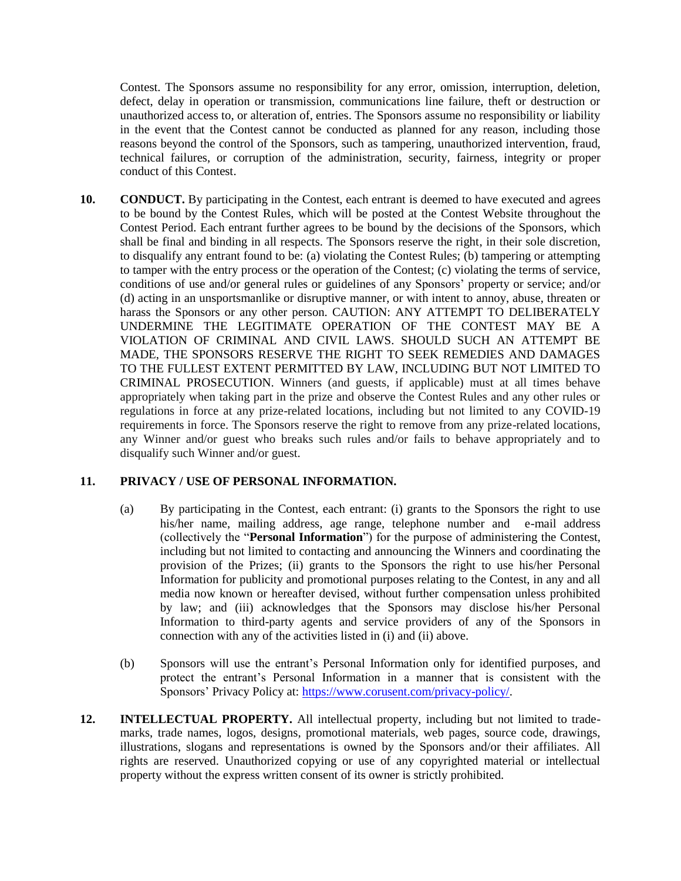Contest. The Sponsors assume no responsibility for any error, omission, interruption, deletion, defect, delay in operation or transmission, communications line failure, theft or destruction or unauthorized access to, or alteration of, entries. The Sponsors assume no responsibility or liability in the event that the Contest cannot be conducted as planned for any reason, including those reasons beyond the control of the Sponsors, such as tampering, unauthorized intervention, fraud, technical failures, or corruption of the administration, security, fairness, integrity or proper conduct of this Contest.

**10. CONDUCT.** By participating in the Contest, each entrant is deemed to have executed and agrees to be bound by the Contest Rules, which will be posted at the Contest Website throughout the Contest Period. Each entrant further agrees to be bound by the decisions of the Sponsors, which shall be final and binding in all respects. The Sponsors reserve the right, in their sole discretion, to disqualify any entrant found to be: (a) violating the Contest Rules; (b) tampering or attempting to tamper with the entry process or the operation of the Contest; (c) violating the terms of service, conditions of use and/or general rules or guidelines of any Sponsors' property or service; and/or (d) acting in an unsportsmanlike or disruptive manner, or with intent to annoy, abuse, threaten or harass the Sponsors or any other person. CAUTION: ANY ATTEMPT TO DELIBERATELY UNDERMINE THE LEGITIMATE OPERATION OF THE CONTEST MAY BE A VIOLATION OF CRIMINAL AND CIVIL LAWS. SHOULD SUCH AN ATTEMPT BE MADE, THE SPONSORS RESERVE THE RIGHT TO SEEK REMEDIES AND DAMAGES TO THE FULLEST EXTENT PERMITTED BY LAW, INCLUDING BUT NOT LIMITED TO CRIMINAL PROSECUTION. Winners (and guests, if applicable) must at all times behave appropriately when taking part in the prize and observe the Contest Rules and any other rules or regulations in force at any prize-related locations, including but not limited to any COVID-19 requirements in force. The Sponsors reserve the right to remove from any prize-related locations, any Winner and/or guest who breaks such rules and/or fails to behave appropriately and to disqualify such Winner and/or guest.

**11. PRIVACY / USE OF PERSONAL INFORMATION.**

(a) By participating in the Contest, each entrant: (i) grants to the Sponsors the right to use his/her name, mailing address, age range, telephone number and e-mail address (collectively the "**Personal Information**") for the purpose of administering the Contest, including but not limited to contacting and announcing the Winners and coordinating the provision of the Prizes; (ii) grants to the Sponsors the right to use his/her Personal Information for publicity and promotional purposes relating to the Contest, in any and all media now known or hereafter devised, without further compensation unless prohibited by law; and (iii) acknowledges that the Sponsors may disclose his/her Personal Information to third-party agents and service providers of any of the Sponsors in connection with any of the activities listed in (i) and (ii) above.

(b) Sponsors will use the entrant's Personal Information only for identified purposes, and protect the entrant's Personal Information in a manner that is consistent with the Sponsors' Privacy Policy at: [https://www.corusent.com/privacy-policy/](https://www.corusent.com/privacy-policy/).

**12. INTELLECTUAL PROPERTY.** All intellectual property, including but not limited to trade-marks, trade names, logos, designs, promotional materials, web pages, source code, drawings, illustrations, slogans and representations is owned by the Sponsors and/or their affiliates. All rights are reserved. Unauthorized copying or use of any copyrighted material or intellectual property without the express written consent of its owner is strictly prohibited.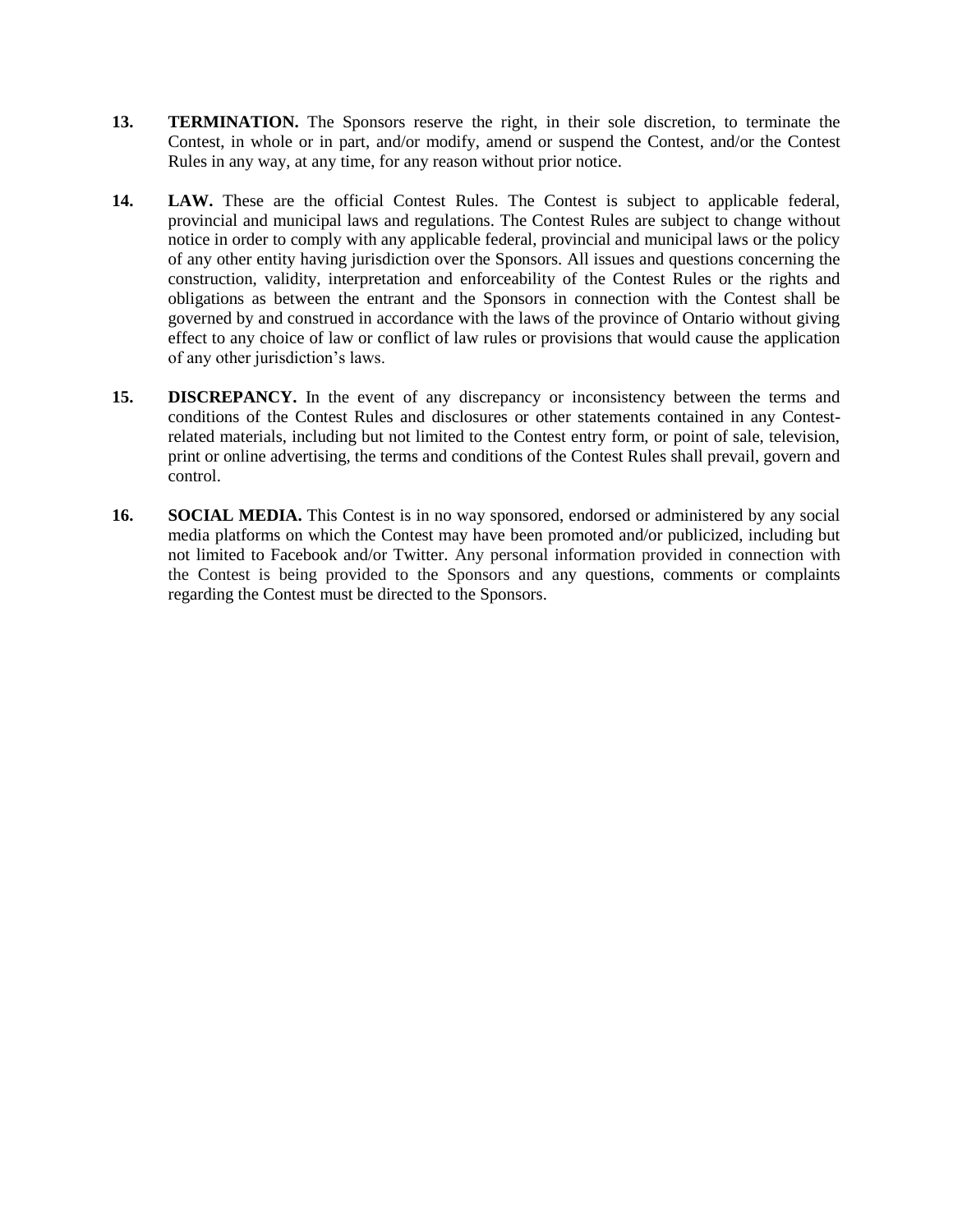**13. TERMINATION.** The Sponsors reserve the right, in their sole discretion, to terminate the Contest, in whole or in part, and/or modify, amend or suspend the Contest, and/or the Contest Rules in any way, at any time, for any reason without prior notice.

**14. LAW.** These are the official Contest Rules. The Contest is subject to applicable federal, provincial and municipal laws and regulations. The Contest Rules are subject to change without notice in order to comply with any applicable federal, provincial and municipal laws or the policy of any other entity having jurisdiction over the Sponsors. All issues and questions concerning the construction, validity, interpretation and enforceability of the Contest Rules or the rights and obligations as between the entrant and the Sponsors in connection with the Contest shall be governed by and construed in accordance with the laws of the province of Ontario without giving effect to any choice of law or conflict of law rules or provisions that would cause the application of any other jurisdiction's laws.

**15. DISCREPANCY.** In the event of any discrepancy or inconsistency between the terms and conditions of the Contest Rules and disclosures or other statements contained in any Contest-related materials, including but not limited to the Contest entry form, or point of sale, television, print or online advertising, the terms and conditions of the Contest Rules shall prevail, govern and control.

**16. SOCIAL MEDIA.** This Contest is in no way sponsored, endorsed or administered by any social media platforms on which the Contest may have been promoted and/or publicized, including but not limited to Facebook and/or Twitter. Any personal information provided in connection with the Contest is being provided to the Sponsors and any questions, comments or complaints regarding the Contest must be directed to the Sponsors.